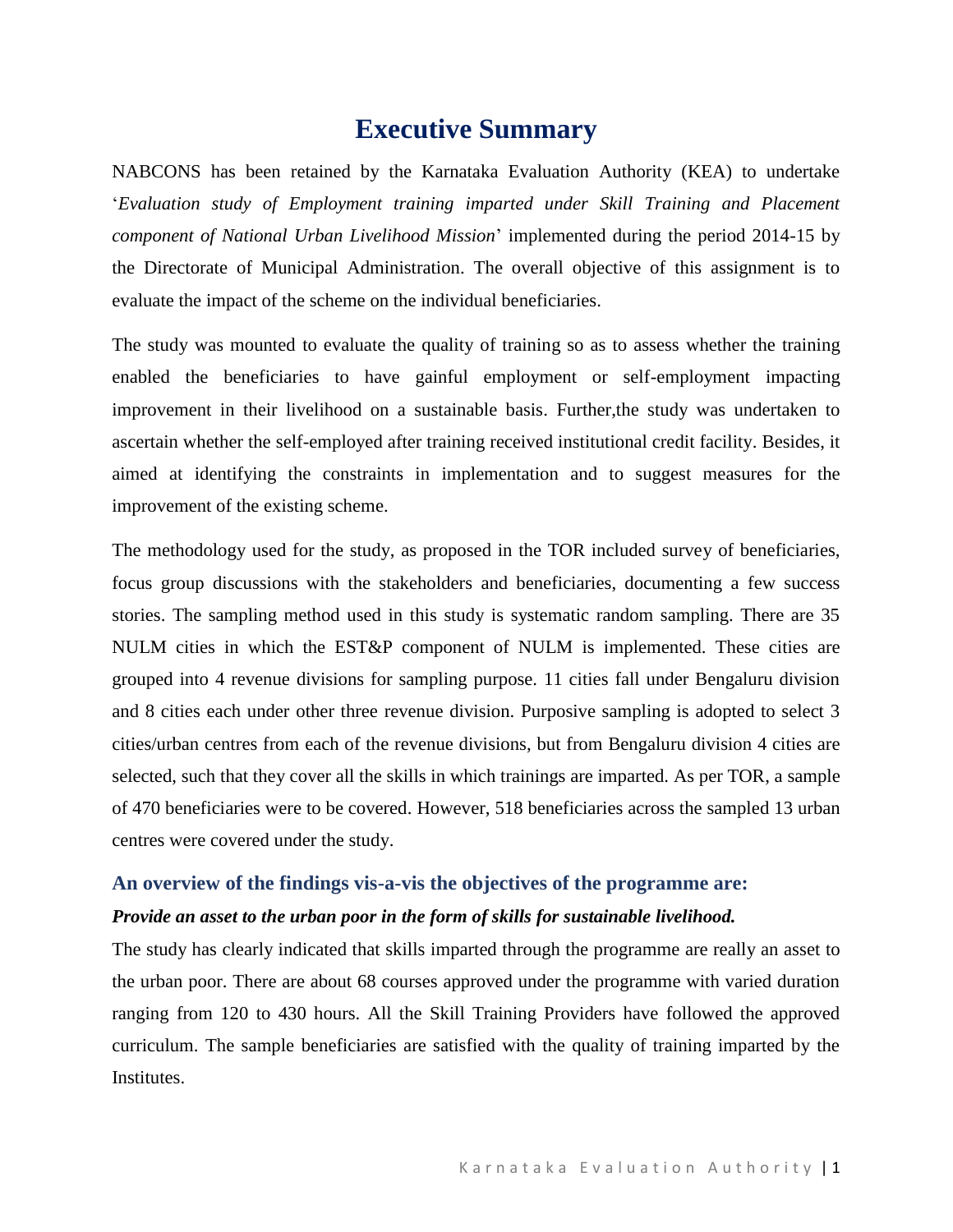# Executive Summary

NABCONS has been retained by the Karnataka Evaluation Authority (KEA) to undertake '*Evaluation study of Employment training imparted under Skill Training and Placement component of National Urban Livelihood Mission*' implemented during the period 2014-15 by the Directorate of Municipal Administration. The overall objective of this assignment is to evaluate the impact of the scheme on the individual beneficiaries.

The study was mounted to evaluate the quality of training so as to assess whether the training enabled the beneficiaries to have gainful employment or self-employment impacting improvement in their livelihood on a sustainable basis. Further,the study was undertaken to ascertain whether the self-employed after training received institutional credit facility. Besides, it aimed at identifying the constraints in implementation and to suggest measures for the improvement of the existing scheme.

The methodology used for the study, as proposed in the TOR included survey of beneficiaries, focus group discussions with the stakeholders and beneficiaries, documenting a few success stories. The sampling method used in this study is systematic random sampling. There are 35 NULM cities in which the EST&P component of NULM is implemented. These cities are grouped into 4 revenue divisions for sampling purpose. 11 cities fall under Bengaluru division and 8 cities each under other three revenue division. Purposive sampling is adopted to select 3 cities/urban centres from each of the revenue divisions, but from Bengaluru division 4 cities are selected, such that they cover all the skills in which trainings are imparted. As per TOR, a sample of 470 beneficiaries were to be covered. However, 518 beneficiaries across the sampled 13 urban centres were covered under the study.

### An overview of the findings vis-a-vis the objectives of the programme are:

***Provide an asset to the urban poor in the form of skills for sustainable livelihood.***

The study has clearly indicated that skills imparted through the programme are really an asset to the urban poor. There are about 68 courses approved under the programme with varied duration ranging from 120 to 430 hours. All the Skill Training Providers have followed the approved curriculum. The sample beneficiaries are satisfied with the quality of training imparted by the Institutes.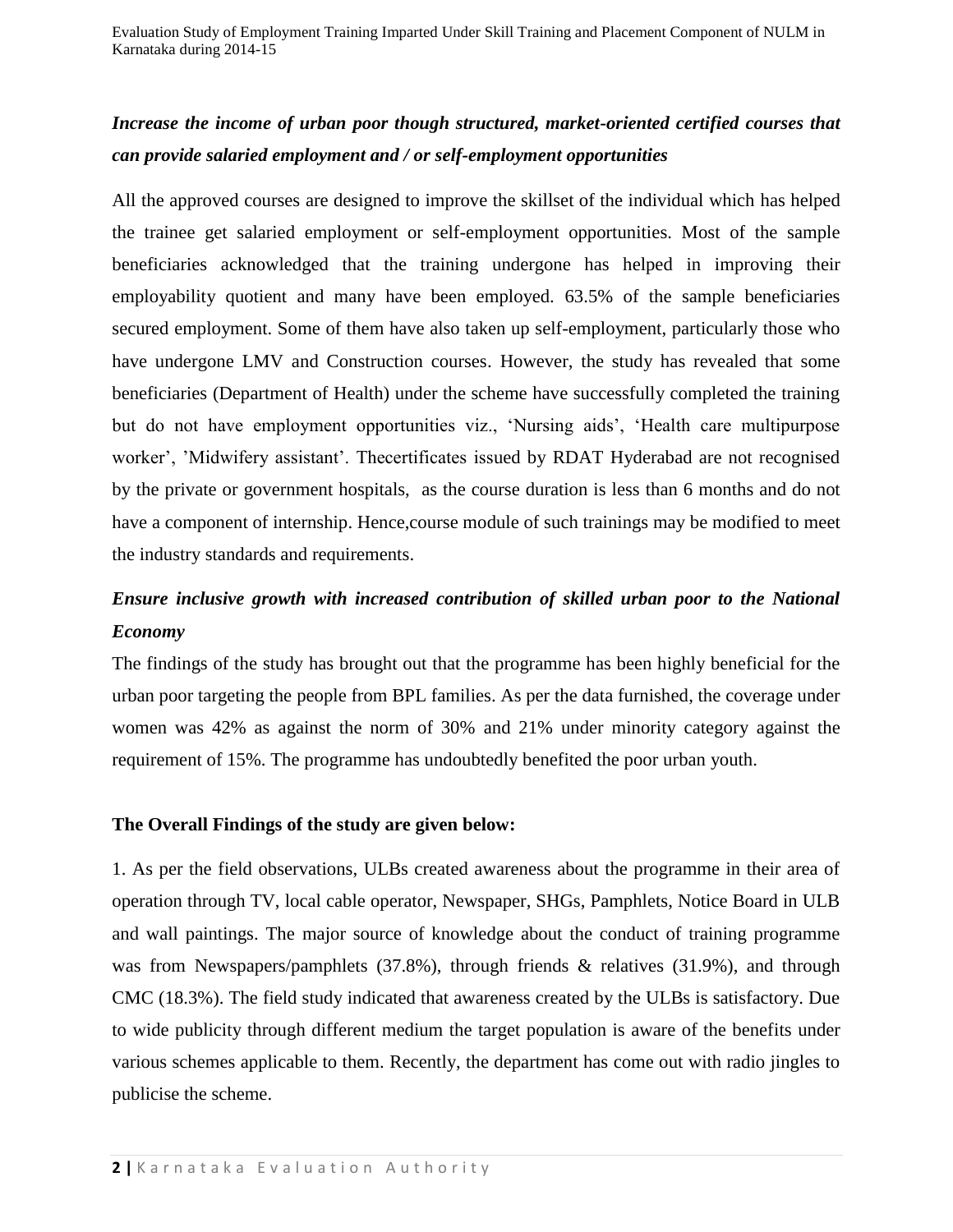*Increase the income of urban poor though structured, market-oriented certified courses that can provide salaried employment and / or self-employment opportunities*

All the approved courses are designed to improve the skillset of the individual which has helped the trainee get salaried employment or self-employment opportunities. Most of the sample beneficiaries acknowledged that the training undergone has helped in improving their employability quotient and many have been employed. 63.5% of the sample beneficiaries secured employment. Some of them have also taken up self-employment, particularly those who have undergone LMV and Construction courses. However, the study has revealed that some beneficiaries (Department of Health) under the scheme have successfully completed the training but do not have employment opportunities viz., 'Nursing aids', 'Health care multipurpose worker', 'Midwifery assistant'. Thecertificates issued by RDAT Hyderabad are not recognised by the private or government hospitals, as the course duration is less than 6 months and do not have a component of internship. Hence,course module of such trainings may be modified to meet the industry standards and requirements.

*Ensure inclusive growth with increased contribution of skilled urban poor to the National Economy*

The findings of the study has brought out that the programme has been highly beneficial for the urban poor targeting the people from BPL families. As per the data furnished, the coverage under women was 42% as against the norm of 30% and 21% under minority category against the requirement of 15%. The programme has undoubtedly benefited the poor urban youth.

**The Overall Findings of the study are given below:**

1. As per the field observations, ULBs created awareness about the programme in their area of operation through TV, local cable operator, Newspaper, SHGs, Pamphlets, Notice Board in ULB and wall paintings. The major source of knowledge about the conduct of training programme was from Newspapers/pamphlets (37.8%), through friends & relatives (31.9%), and through CMC (18.3%). The field study indicated that awareness created by the ULBs is satisfactory. Due to wide publicity through different medium the target population is aware of the benefits under various schemes applicable to them. Recently, the department has come out with radio jingles to publicise the scheme.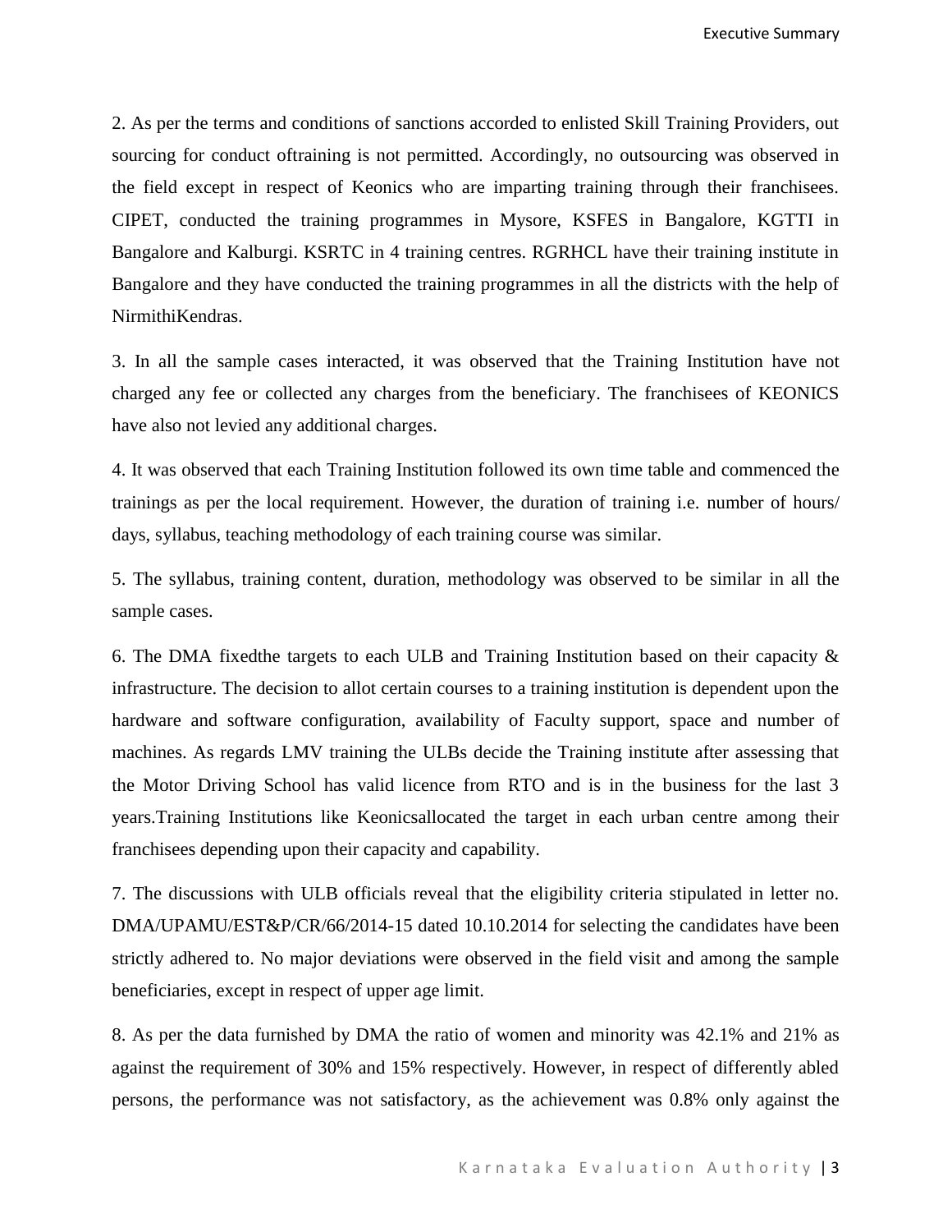2. As per the terms and conditions of sanctions accorded to enlisted Skill Training Providers, out sourcing for conduct oftraining is not permitted. Accordingly, no outsourcing was observed in the field except in respect of Keonics who are imparting training through their franchisees. CIPET, conducted the training programmes in Mysore, KSFES in Bangalore, KGTTI in Bangalore and Kalburgi. KSRTC in 4 training centres. RGRHCL have their training institute in Bangalore and they have conducted the training programmes in all the districts with the help of NirmithiKendras.

3. In all the sample cases interacted, it was observed that the Training Institution have not charged any fee or collected any charges from the beneficiary. The franchisees of KEONICS have also not levied any additional charges.

4. It was observed that each Training Institution followed its own time table and commenced the trainings as per the local requirement. However, the duration of training i.e. number of hours/ days, syllabus, teaching methodology of each training course was similar.

5. The syllabus, training content, duration, methodology was observed to be similar in all the sample cases.

6. The DMA fixedthe targets to each ULB and Training Institution based on their capacity & infrastructure. The decision to allot certain courses to a training institution is dependent upon the hardware and software configuration, availability of Faculty support, space and number of machines. As regards LMV training the ULBs decide the Training institute after assessing that the Motor Driving School has valid licence from RTO and is in the business for the last 3 years.Training Institutions like Keonicsallocated the target in each urban centre among their franchisees depending upon their capacity and capability.

7. The discussions with ULB officials reveal that the eligibility criteria stipulated in letter no. DMA/UPAMU/EST&P/CR/66/2014-15 dated 10.10.2014 for selecting the candidates have been strictly adhered to. No major deviations were observed in the field visit and among the sample beneficiaries, except in respect of upper age limit.

8. As per the data furnished by DMA the ratio of women and minority was 42.1% and 21% as against the requirement of 30% and 15% respectively. However, in respect of differently abled persons, the performance was not satisfactory, as the achievement was 0.8% only against the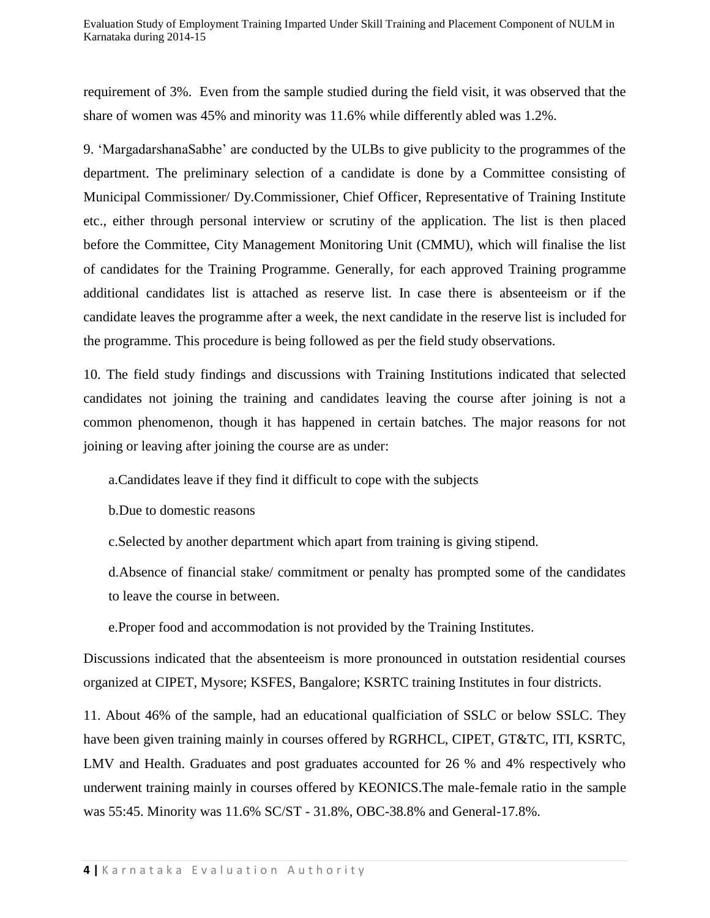requirement of 3%. Even from the sample studied during the field visit, it was observed that the share of women was 45% and minority was 11.6% while differently abled was 1.2%.

9. 'MargadarshanaSabhe' are conducted by the ULBs to give publicity to the programmes of the department. The preliminary selection of a candidate is done by a Committee consisting of Municipal Commissioner/ Dy.Commissioner, Chief Officer, Representative of Training Institute etc., either through personal interview or scrutiny of the application. The list is then placed before the Committee, City Management Monitoring Unit (CMMU), which will finalise the list of candidates for the Training Programme. Generally, for each approved Training programme additional candidates list is attached as reserve list. In case there is absenteeism or if the candidate leaves the programme after a week, the next candidate in the reserve list is included for the programme. This procedure is being followed as per the field study observations.

10. The field study findings and discussions with Training Institutions indicated that selected candidates not joining the training and candidates leaving the course after joining is not a common phenomenon, though it has happened in certain batches. The major reasons for not joining or leaving after joining the course are as under:

a.Candidates leave if they find it difficult to cope with the subjects

b.Due to domestic reasons

c.Selected by another department which apart from training is giving stipend.

d.Absence of financial stake/ commitment or penalty has prompted some of the candidates to leave the course in between.

e.Proper food and accommodation is not provided by the Training Institutes.

Discussions indicated that the absenteeism is more pronounced in outstation residential courses organized at CIPET, Mysore; KSFES, Bangalore; KSRTC training Institutes in four districts.

11. About 46% of the sample, had an educational qualficiation of SSLC or below SSLC. They have been given training mainly in courses offered by RGRHCL, CIPET, GT&TC, ITI, KSRTC, LMV and Health. Graduates and post graduates accounted for 26 % and 4% respectively who underwent training mainly in courses offered by KEONICS.The male-female ratio in the sample was 55:45. Minority was 11.6% SC/ST - 31.8%, OBC-38.8% and General-17.8%.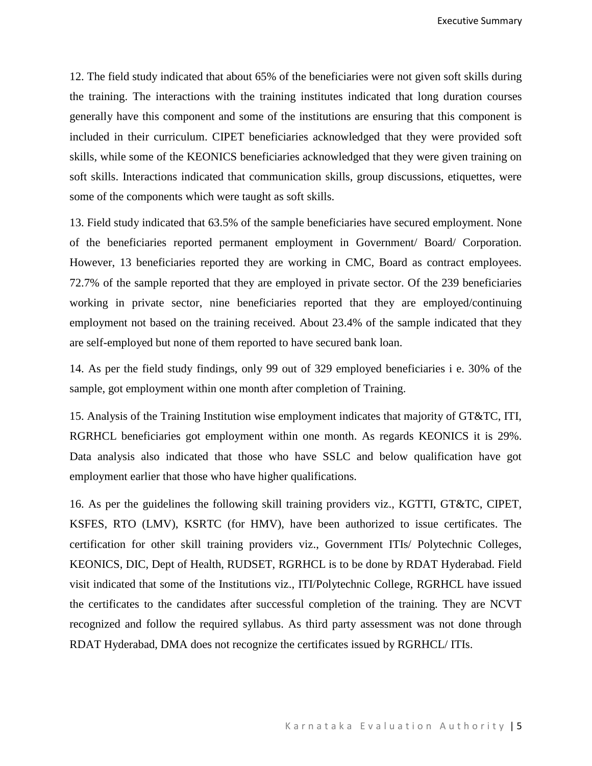12. The field study indicated that about 65% of the beneficiaries were not given soft skills during the training. The interactions with the training institutes indicated that long duration courses generally have this component and some of the institutions are ensuring that this component is included in their curriculum. CIPET beneficiaries acknowledged that they were provided soft skills, while some of the KEONICS beneficiaries acknowledged that they were given training on soft skills. Interactions indicated that communication skills, group discussions, etiquettes, were some of the components which were taught as soft skills.

13. Field study indicated that 63.5% of the sample beneficiaries have secured employment. None of the beneficiaries reported permanent employment in Government/ Board/ Corporation. However, 13 beneficiaries reported they are working in CMC, Board as contract employees. 72.7% of the sample reported that they are employed in private sector. Of the 239 beneficiaries working in private sector, nine beneficiaries reported that they are employed/continuing employment not based on the training received. About 23.4% of the sample indicated that they are self-employed but none of them reported to have secured bank loan.

14. As per the field study findings, only 99 out of 329 employed beneficiaries i e. 30% of the sample, got employment within one month after completion of Training.

15. Analysis of the Training Institution wise employment indicates that majority of GT&TC, ITI, RGRHCL beneficiaries got employment within one month. As regards KEONICS it is 29%. Data analysis also indicated that those who have SSLC and below qualification have got employment earlier that those who have higher qualifications.

16. As per the guidelines the following skill training providers viz., KGTTI, GT&TC, CIPET, KSFES, RTO (LMV), KSRTC (for HMV), have been authorized to issue certificates. The certification for other skill training providers viz., Government ITIs/ Polytechnic Colleges, KEONICS, DIC, Dept of Health, RUDSET, RGRHCL is to be done by RDAT Hyderabad. Field visit indicated that some of the Institutions viz., ITI/Polytechnic College, RGRHCL have issued the certificates to the candidates after successful completion of the training. They are NCVT recognized and follow the required syllabus. As third party assessment was not done through RDAT Hyderabad, DMA does not recognize the certificates issued by RGRHCL/ ITIs.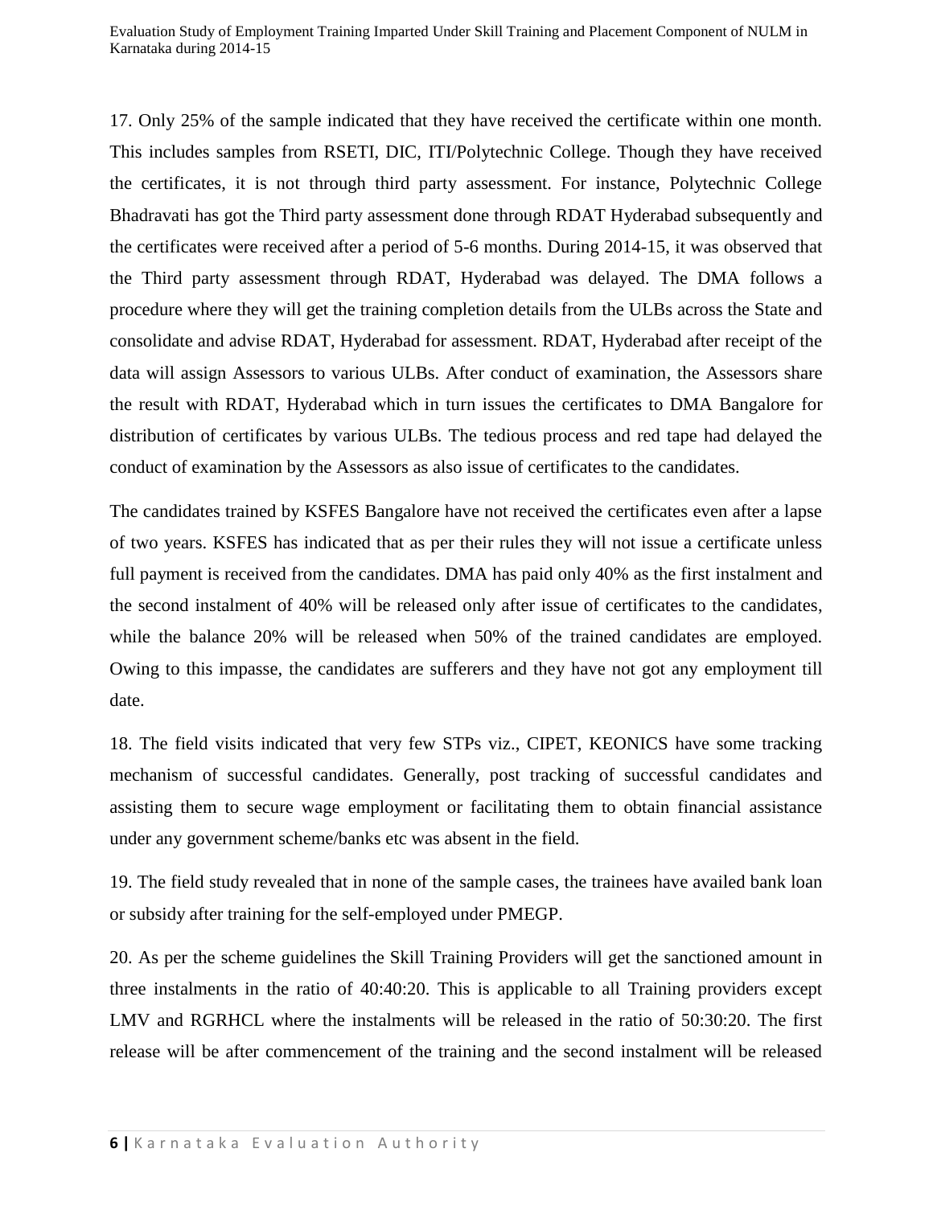17. Only 25% of the sample indicated that they have received the certificate within one month. This includes samples from RSETI, DIC, ITI/Polytechnic College. Though they have received the certificates, it is not through third party assessment. For instance, Polytechnic College Bhadravati has got the Third party assessment done through RDAT Hyderabad subsequently and the certificates were received after a period of 5-6 months. During 2014-15, it was observed that the Third party assessment through RDAT, Hyderabad was delayed. The DMA follows a procedure where they will get the training completion details from the ULBs across the State and consolidate and advise RDAT, Hyderabad for assessment. RDAT, Hyderabad after receipt of the data will assign Assessors to various ULBs. After conduct of examination, the Assessors share the result with RDAT, Hyderabad which in turn issues the certificates to DMA Bangalore for distribution of certificates by various ULBs. The tedious process and red tape had delayed the conduct of examination by the Assessors as also issue of certificates to the candidates.

The candidates trained by KSFES Bangalore have not received the certificates even after a lapse of two years. KSFES has indicated that as per their rules they will not issue a certificate unless full payment is received from the candidates. DMA has paid only 40% as the first instalment and the second instalment of 40% will be released only after issue of certificates to the candidates, while the balance 20% will be released when 50% of the trained candidates are employed. Owing to this impasse, the candidates are sufferers and they have not got any employment till date.

18. The field visits indicated that very few STPs viz., CIPET, KEONICS have some tracking mechanism of successful candidates. Generally, post tracking of successful candidates and assisting them to secure wage employment or facilitating them to obtain financial assistance under any government scheme/banks etc was absent in the field.

19. The field study revealed that in none of the sample cases, the trainees have availed bank loan or subsidy after training for the self-employed under PMEGP.

20. As per the scheme guidelines the Skill Training Providers will get the sanctioned amount in three instalments in the ratio of 40:40:20. This is applicable to all Training providers except LMV and RGRHCL where the instalments will be released in the ratio of 50:30:20. The first release will be after commencement of the training and the second instalment will be released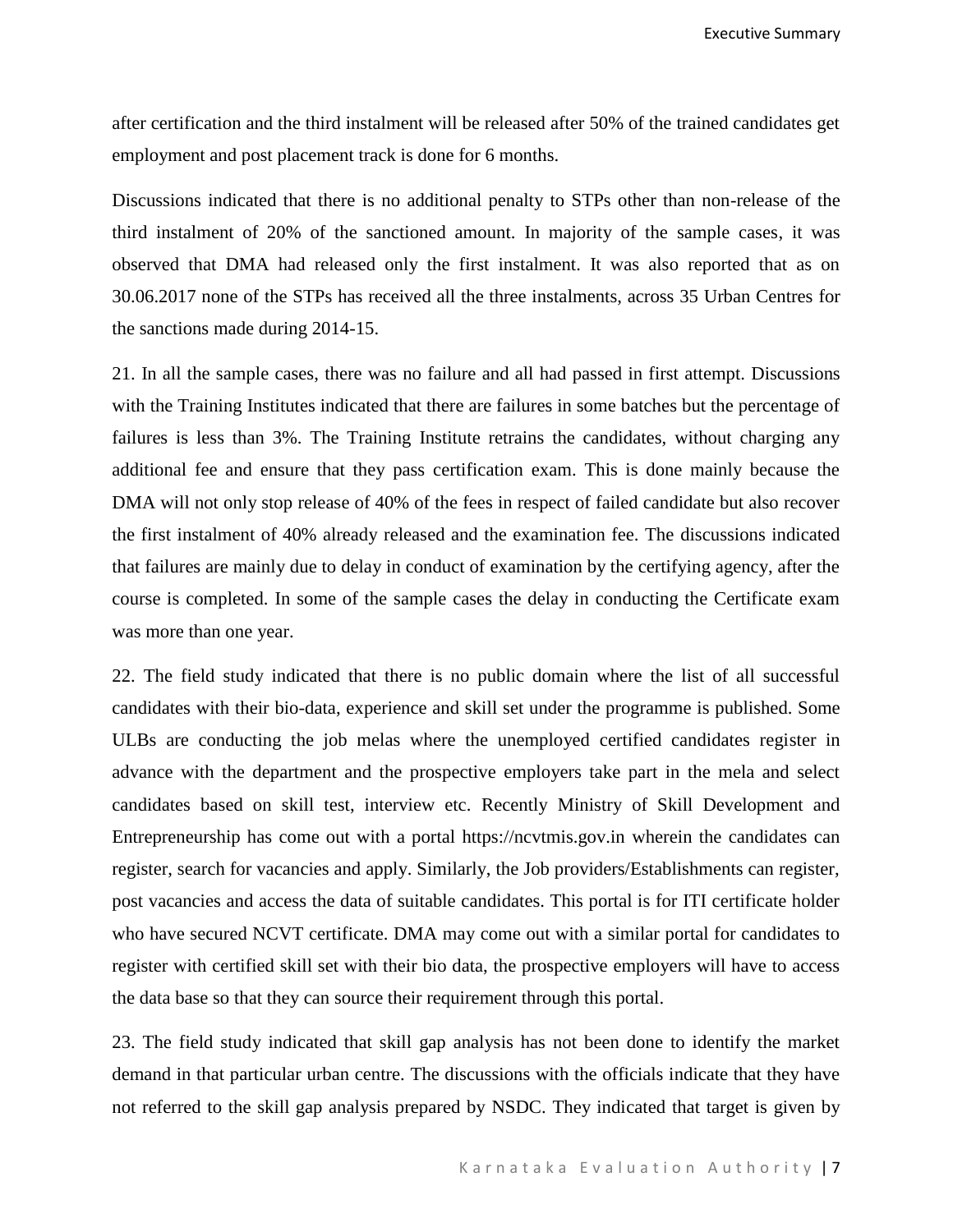after certification and the third instalment will be released after 50% of the trained candidates get employment and post placement track is done for 6 months.

Discussions indicated that there is no additional penalty to STPs other than non-release of the third instalment of 20% of the sanctioned amount. In majority of the sample cases, it was observed that DMA had released only the first instalment. It was also reported that as on 30.06.2017 none of the STPs has received all the three instalments, across 35 Urban Centres for the sanctions made during 2014-15.

21. In all the sample cases, there was no failure and all had passed in first attempt. Discussions with the Training Institutes indicated that there are failures in some batches but the percentage of failures is less than 3%. The Training Institute retrains the candidates, without charging any additional fee and ensure that they pass certification exam. This is done mainly because the DMA will not only stop release of 40% of the fees in respect of failed candidate but also recover the first instalment of 40% already released and the examination fee. The discussions indicated that failures are mainly due to delay in conduct of examination by the certifying agency, after the course is completed. In some of the sample cases the delay in conducting the Certificate exam was more than one year.

22. The field study indicated that there is no public domain where the list of all successful candidates with their bio-data, experience and skill set under the programme is published. Some ULBs are conducting the job melas where the unemployed certified candidates register in advance with the department and the prospective employers take part in the mela and select candidates based on skill test, interview etc. Recently Ministry of Skill Development and Entrepreneurship has come out with a portal https://ncvtmis.gov.in wherein the candidates can register, search for vacancies and apply. Similarly, the Job providers/Establishments can register, post vacancies and access the data of suitable candidates. This portal is for ITI certificate holder who have secured NCVT certificate. DMA may come out with a similar portal for candidates to register with certified skill set with their bio data, the prospective employers will have to access the data base so that they can source their requirement through this portal.

23. The field study indicated that skill gap analysis has not been done to identify the market demand in that particular urban centre. The discussions with the officials indicate that they have not referred to the skill gap analysis prepared by NSDC. They indicated that target is given by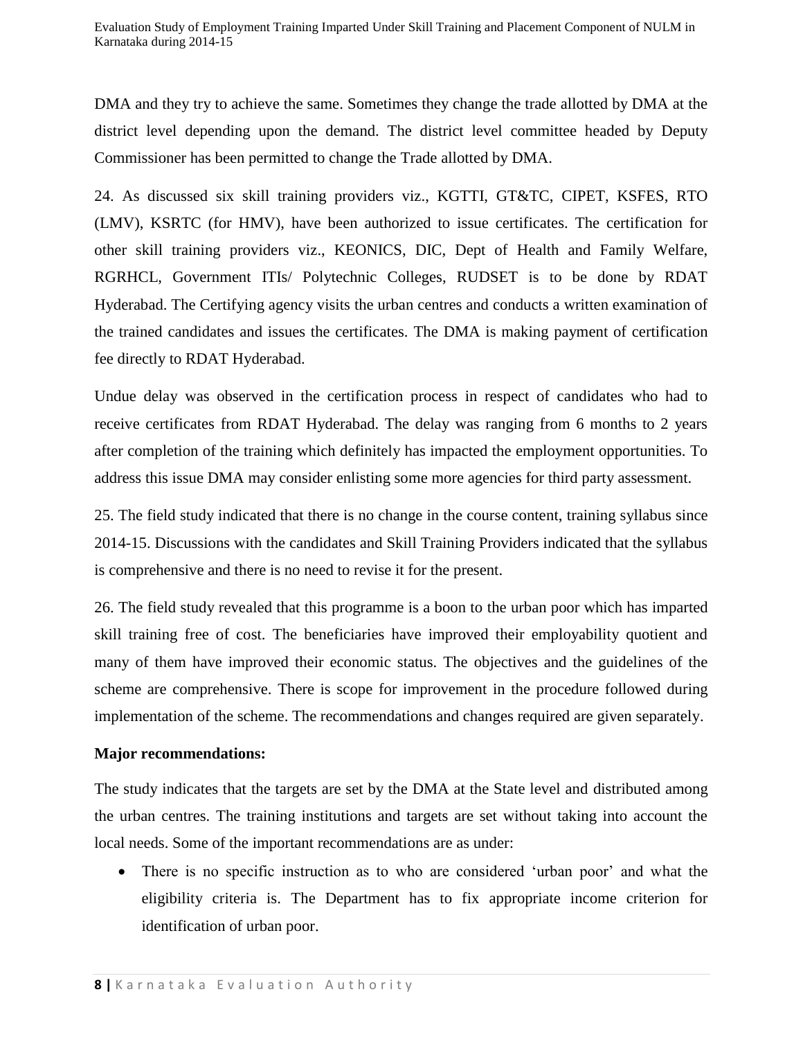DMA and they try to achieve the same. Sometimes they change the trade allotted by DMA at the district level depending upon the demand. The district level committee headed by Deputy Commissioner has been permitted to change the Trade allotted by DMA.

24. As discussed six skill training providers viz., KGTTI, GT&TC, CIPET, KSFES, RTO (LMV), KSRTC (for HMV), have been authorized to issue certificates. The certification for other skill training providers viz., KEONICS, DIC, Dept of Health and Family Welfare, RGRHCL, Government ITIs/ Polytechnic Colleges, RUDSET is to be done by RDAT Hyderabad. The Certifying agency visits the urban centres and conducts a written examination of the trained candidates and issues the certificates. The DMA is making payment of certification fee directly to RDAT Hyderabad.

Undue delay was observed in the certification process in respect of candidates who had to receive certificates from RDAT Hyderabad. The delay was ranging from 6 months to 2 years after completion of the training which definitely has impacted the employment opportunities. To address this issue DMA may consider enlisting some more agencies for third party assessment.

25. The field study indicated that there is no change in the course content, training syllabus since 2014-15. Discussions with the candidates and Skill Training Providers indicated that the syllabus is comprehensive and there is no need to revise it for the present.

26. The field study revealed that this programme is a boon to the urban poor which has imparted skill training free of cost. The beneficiaries have improved their employability quotient and many of them have improved their economic status. The objectives and the guidelines of the scheme are comprehensive. There is scope for improvement in the procedure followed during implementation of the scheme. The recommendations and changes required are given separately.

**Major recommendations:**

The study indicates that the targets are set by the DMA at the State level and distributed among the urban centres. The training institutions and targets are set without taking into account the local needs. Some of the important recommendations are as under:

- There is no specific instruction as to who are considered 'urban poor' and what the eligibility criteria is. The Department has to fix appropriate income criterion for identification of urban poor.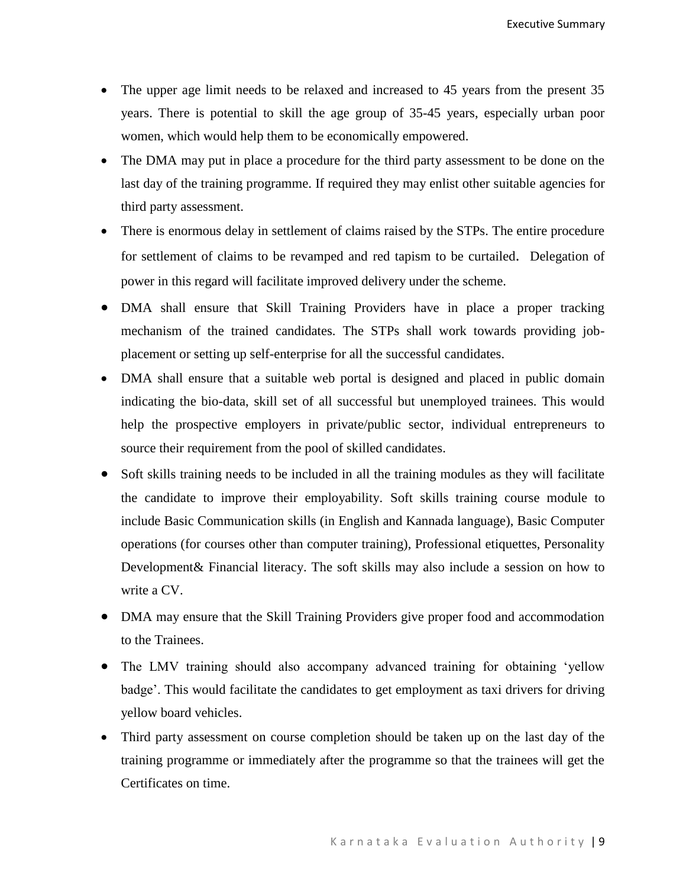- The upper age limit needs to be relaxed and increased to 45 years from the present 35 years. There is potential to skill the age group of 35-45 years, especially urban poor women, which would help them to be economically empowered.
- The DMA may put in place a procedure for the third party assessment to be done on the last day of the training programme. If required they may enlist other suitable agencies for third party assessment.
- There is enormous delay in settlement of claims raised by the STPs. The entire procedure for settlement of claims to be revamped and red tapism to be curtailed. Delegation of power in this regard will facilitate improved delivery under the scheme.
- DMA shall ensure that Skill Training Providers have in place a proper tracking mechanism of the trained candidates. The STPs shall work towards providing job-placement or setting up self-enterprise for all the successful candidates.
- DMA shall ensure that a suitable web portal is designed and placed in public domain indicating the bio-data, skill set of all successful but unemployed trainees. This would help the prospective employers in private/public sector, individual entrepreneurs to source their requirement from the pool of skilled candidates.
- Soft skills training needs to be included in all the training modules as they will facilitate the candidate to improve their employability. Soft skills training course module to include Basic Communication skills (in English and Kannada language), Basic Computer operations (for courses other than computer training), Professional etiquettes, Personality Development& Financial literacy. The soft skills may also include a session on how to write a CV.
- DMA may ensure that the Skill Training Providers give proper food and accommodation to the Trainees.
- The LMV training should also accompany advanced training for obtaining 'yellow badge'. This would facilitate the candidates to get employment as taxi drivers for driving yellow board vehicles.
- Third party assessment on course completion should be taken up on the last day of the training programme or immediately after the programme so that the trainees will get the Certificates on time.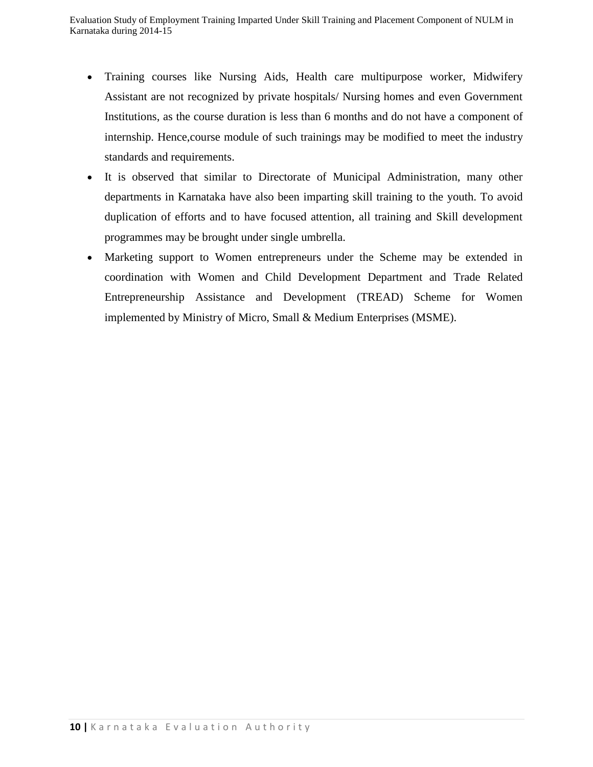- Training courses like Nursing Aids, Health care multipurpose worker, Midwifery Assistant are not recognized by private hospitals/ Nursing homes and even Government Institutions, as the course duration is less than 6 months and do not have a component of internship. Hence,course module of such trainings may be modified to meet the industry standards and requirements.
- It is observed that similar to Directorate of Municipal Administration, many other departments in Karnataka have also been imparting skill training to the youth. To avoid duplication of efforts and to have focused attention, all training and Skill development programmes may be brought under single umbrella.
- Marketing support to Women entrepreneurs under the Scheme may be extended in coordination with Women and Child Development Department and Trade Related Entrepreneurship Assistance and Development (TREAD) Scheme for Women implemented by Ministry of Micro, Small & Medium Enterprises (MSME).